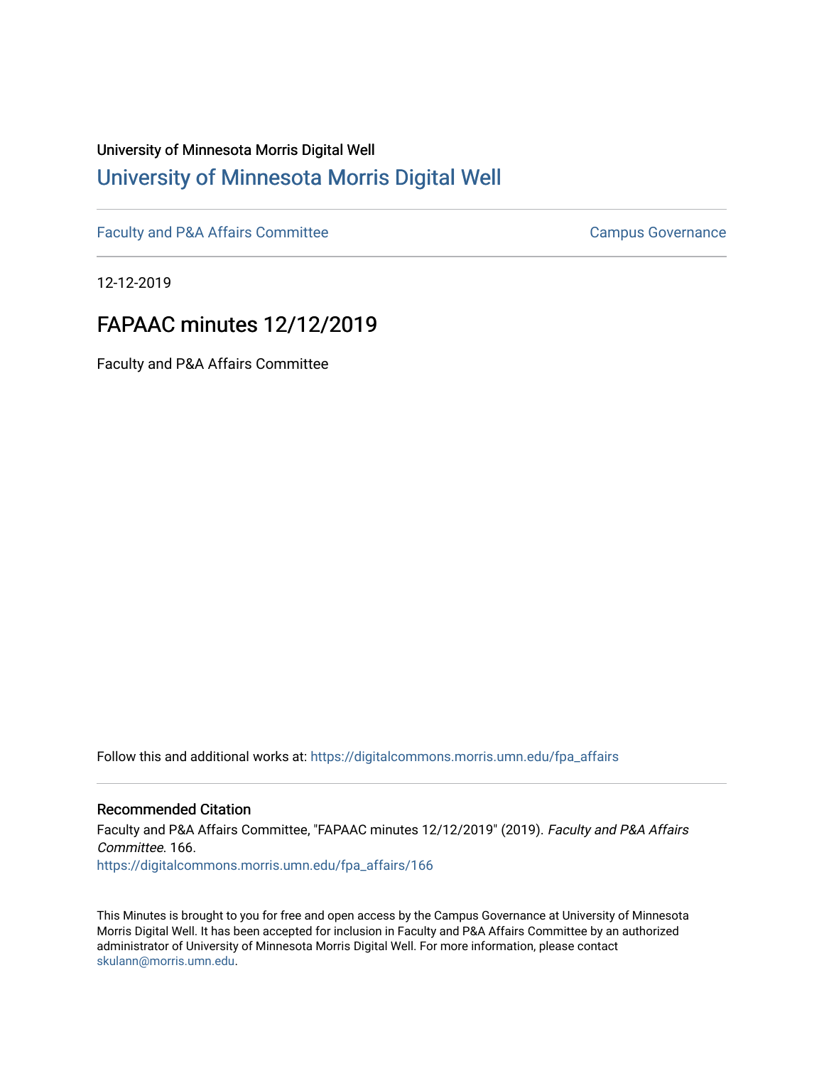University of Minnesota Morris Digital Well

# [University of Minnesota Morris Digital Well](https://digitalcommons.morris.umn.edu/)

Faculty and P&A Affairs Committee | Campus Governance

12-12-2019

## FAPAAC minutes 12/12/2019

Faculty and P&A Affairs Committee

Follow this and additional works at: https://digitalcommons.morris.umn.edu/fpa_affairs

### Recommended Citation

Faculty and P&A Affairs Committee, "FAPAAC minutes 12/12/2019" (2019). *Faculty and P&A Affairs Committee*. 166.
https://digitalcommons.morris.umn.edu/fpa_affairs/166

This Minutes is brought to you for free and open access by the Campus Governance at University of Minnesota Morris Digital Well. It has been accepted for inclusion in Faculty and P&A Affairs Committee by an authorized administrator of University of Minnesota Morris Digital Well. For more information, please contact skulann@morris.umn.edu.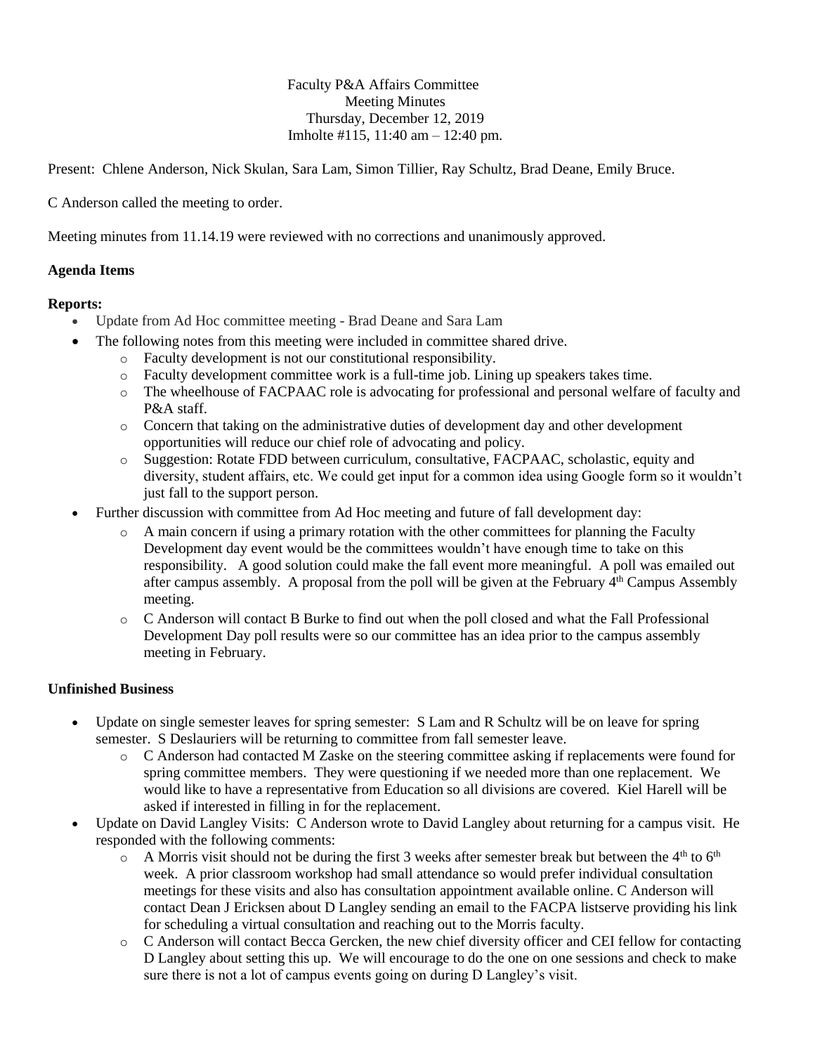Faculty P&A Affairs Committee
Meeting Minutes
Thursday, December 12, 2019
Imholte #115, 11:40 am – 12:40 pm.

Present: Chlene Anderson, Nick Skulan, Sara Lam, Simon Tillier, Ray Schultz, Brad Deane, Emily Bruce.

C Anderson called the meeting to order.

Meeting minutes from 11.14.19 were reviewed with no corrections and unanimously approved.

**Agenda Items**

**Reports:**

- Update from Ad Hoc committee meeting - Brad Deane and Sara Lam
- The following notes from this meeting were included in committee shared drive.
  - Faculty development is not our constitutional responsibility.
  - Faculty development committee work is a full-time job. Lining up speakers takes time.
  - The wheelhouse of FACPAAC role is advocating for professional and personal welfare of faculty and P&A staff.
  - Concern that taking on the administrative duties of development day and other development opportunities will reduce our chief role of advocating and policy.
  - Suggestion: Rotate FDD between curriculum, consultative, FACPAAC, scholastic, equity and diversity, student affairs, etc. We could get input for a common idea using Google form so it wouldn't just fall to the support person.
- Further discussion with committee from Ad Hoc meeting and future of fall development day:
  - A main concern if using a primary rotation with the other committees for planning the Faculty Development day event would be the committees wouldn't have enough time to take on this responsibility. A good solution could make the fall event more meaningful. A poll was emailed out after campus assembly. A proposal from the poll will be given at the February 4th Campus Assembly meeting.
  - C Anderson will contact B Burke to find out when the poll closed and what the Fall Professional Development Day poll results were so our committee has an idea prior to the campus assembly meeting in February.

**Unfinished Business**

- Update on single semester leaves for spring semester: S Lam and R Schultz will be on leave for spring semester. S Deslauriers will be returning to committee from fall semester leave.
  - C Anderson had contacted M Zaske on the steering committee asking if replacements were found for spring committee members. They were questioning if we needed more than one replacement. We would like to have a representative from Education so all divisions are covered. Kiel Harell will be asked if interested in filling in for the replacement.
- Update on David Langley Visits: C Anderson wrote to David Langley about returning for a campus visit. He responded with the following comments:
  - A Morris visit should not be during the first 3 weeks after semester break but between the 4th to 6th week. A prior classroom workshop had small attendance so would prefer individual consultation meetings for these visits and also has consultation appointment available online. C Anderson will contact Dean J Ericksen about D Langley sending an email to the FACPA listserve providing his link for scheduling a virtual consultation and reaching out to the Morris faculty.
  - C Anderson will contact Becca Gercken, the new chief diversity officer and CEI fellow for contacting D Langley about setting this up. We will encourage to do the one on one sessions and check to make sure there is not a lot of campus events going on during D Langley's visit.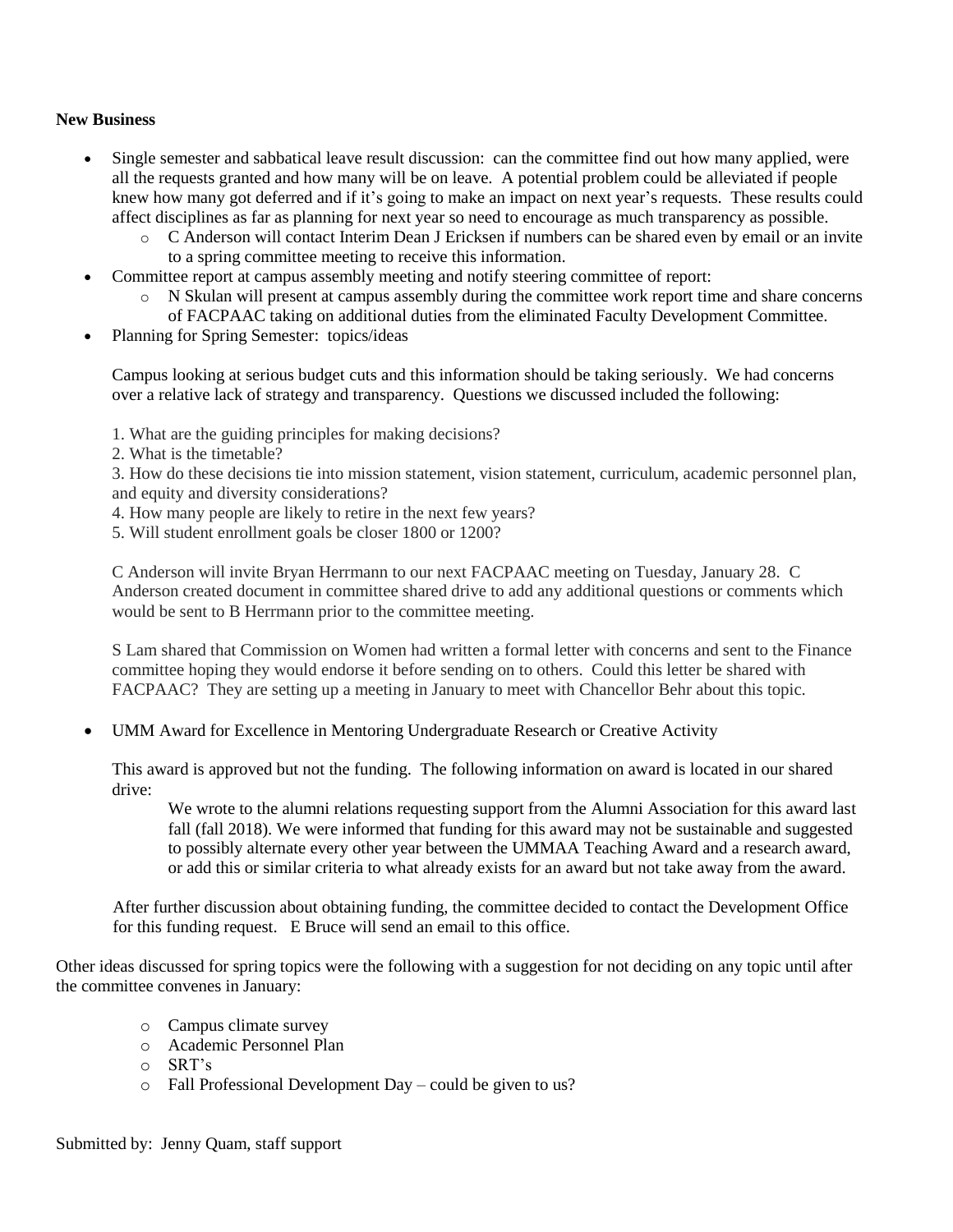**New Business**

- Single semester and sabbatical leave result discussion: can the committee find out how many applied, were all the requests granted and how many will be on leave. A potential problem could be alleviated if people knew how many got deferred and if it's going to make an impact on next year's requests. These results could affect disciplines as far as planning for next year so need to encourage as much transparency as possible.
  - C Anderson will contact Interim Dean J Ericksen if numbers can be shared even by email or an invite to a spring committee meeting to receive this information.
- Committee report at campus assembly meeting and notify steering committee of report:
  - N Skulan will present at campus assembly during the committee work report time and share concerns of FACPAAC taking on additional duties from the eliminated Faculty Development Committee.
- Planning for Spring Semester: topics/ideas

  Campus looking at serious budget cuts and this information should be taking seriously. We had concerns over a relative lack of strategy and transparency. Questions we discussed included the following:

  1. What are the guiding principles for making decisions?
  2. What is the timetable?
  3. How do these decisions tie into mission statement, vision statement, curriculum, academic personnel plan, and equity and diversity considerations?
  4. How many people are likely to retire in the next few years?
  5. Will student enrollment goals be closer 1800 or 1200?

  C Anderson will invite Bryan Herrmann to our next FACPAAC meeting on Tuesday, January 28. C Anderson created document in committee shared drive to add any additional questions or comments which would be sent to B Herrmann prior to the committee meeting.

  S Lam shared that Commission on Women had written a formal letter with concerns and sent to the Finance committee hoping they would endorse it before sending on to others. Could this letter be shared with FACPAAC? They are setting up a meeting in January to meet with Chancellor Behr about this topic.

- UMM Award for Excellence in Mentoring Undergraduate Research or Creative Activity

  This award is approved but not the funding. The following information on award is located in our shared drive:

  > We wrote to the alumni relations requesting support from the Alumni Association for this award last fall (fall 2018). We were informed that funding for this award may not be sustainable and suggested to possibly alternate every other year between the UMMAA Teaching Award and a research award, or add this or similar criteria to what already exists for an award but not take away from the award.

  After further discussion about obtaining funding, the committee decided to contact the Development Office for this funding request. E Bruce will send an email to this office.

Other ideas discussed for spring topics were the following with a suggestion for not deciding on any topic until after the committee convenes in January:

- Campus climate survey
- Academic Personnel Plan
- SRT's
- Fall Professional Development Day – could be given to us?

Submitted by: Jenny Quam, staff support